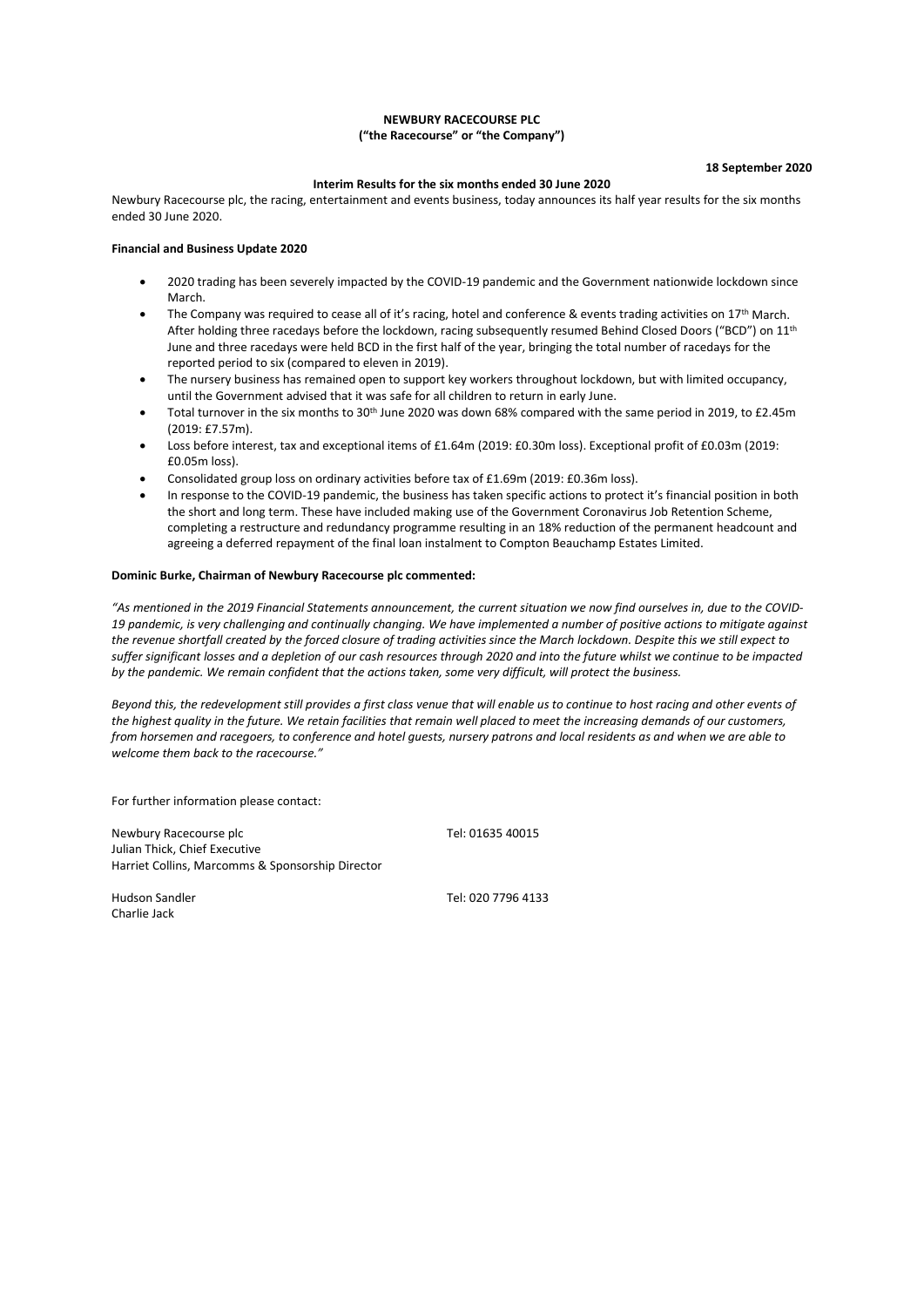**NEWBURY RACECOURSE PLC**
**("the Racecourse" or "the Company")**

**18 September 2020**

**Interim Results for the six months ended 30 June 2020**

Newbury Racecourse plc, the racing, entertainment and events business, today announces its half year results for the six months ended 30 June 2020.

**Financial and Business Update 2020**

- 2020 trading has been severely impacted by the COVID-19 pandemic and the Government nationwide lockdown since March.
- The Company was required to cease all of it's racing, hotel and conference & events trading activities on 17th March. After holding three racedays before the lockdown, racing subsequently resumed Behind Closed Doors ("BCD") on 11th June and three racedays were held BCD in the first half of the year, bringing the total number of racedays for the reported period to six (compared to eleven in 2019).
- The nursery business has remained open to support key workers throughout lockdown, but with limited occupancy, until the Government advised that it was safe for all children to return in early June.
- Total turnover in the six months to 30th June 2020 was down 68% compared with the same period in 2019, to £2.45m (2019: £7.57m).
- Loss before interest, tax and exceptional items of £1.64m (2019: £0.30m loss). Exceptional profit of £0.03m (2019: £0.05m loss).
- Consolidated group loss on ordinary activities before tax of £1.69m (2019: £0.36m loss).
- In response to the COVID-19 pandemic, the business has taken specific actions to protect it's financial position in both the short and long term. These have included making use of the Government Coronavirus Job Retention Scheme, completing a restructure and redundancy programme resulting in an 18% reduction of the permanent headcount and agreeing a deferred repayment of the final loan instalment to Compton Beauchamp Estates Limited.

**Dominic Burke, Chairman of Newbury Racecourse plc commented:**

*"As mentioned in the 2019 Financial Statements announcement, the current situation we now find ourselves in, due to the COVID-19 pandemic, is very challenging and continually changing. We have implemented a number of positive actions to mitigate against the revenue shortfall created by the forced closure of trading activities since the March lockdown. Despite this we still expect to suffer significant losses and a depletion of our cash resources through 2020 and into the future whilst we continue to be impacted by the pandemic. We remain confident that the actions taken, some very difficult, will protect the business.*

*Beyond this, the redevelopment still provides a first class venue that will enable us to continue to host racing and other events of the highest quality in the future. We retain facilities that remain well placed to meet the increasing demands of our customers, from horsemen and racegoers, to conference and hotel guests, nursery patrons and local residents as and when we are able to welcome them back to the racecourse."*

For further information please contact:

Newbury Racecourse plc — Tel: 01635 40015
Julian Thick, Chief Executive
Harriet Collins, Marcomms & Sponsorship Director

Hudson Sandler — Tel: 020 7796 4133
Charlie Jack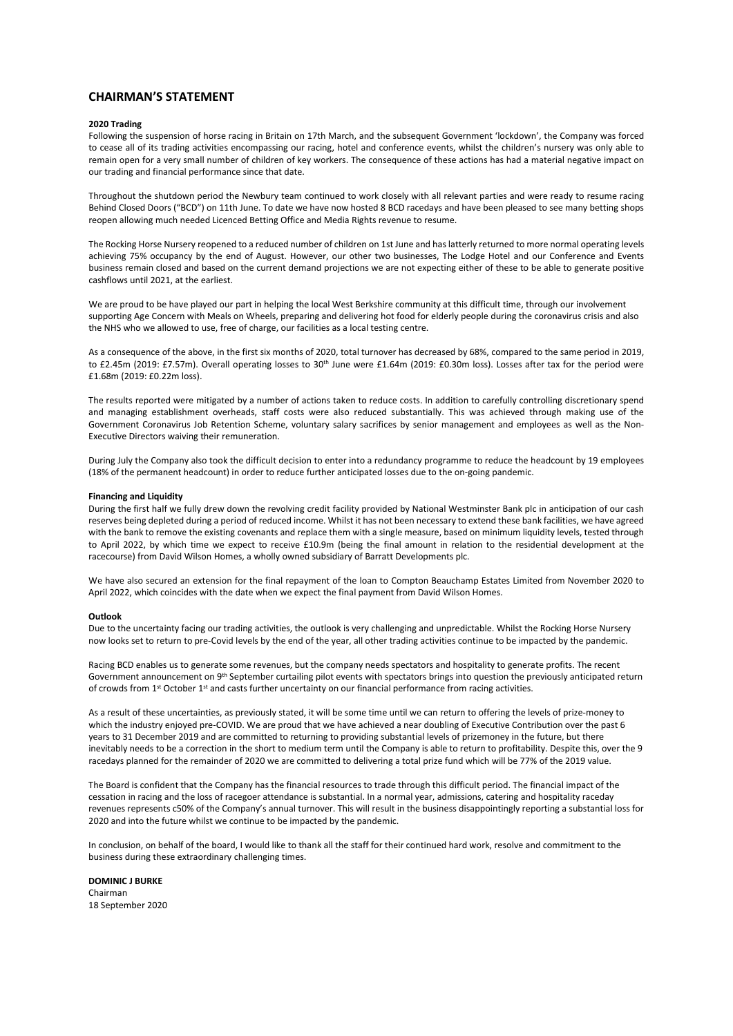## CHAIRMAN'S STATEMENT

**2020 Trading**

Following the suspension of horse racing in Britain on 17th March, and the subsequent Government 'lockdown', the Company was forced to cease all of its trading activities encompassing our racing, hotel and conference events, whilst the children's nursery was only able to remain open for a very small number of children of key workers. The consequence of these actions has had a material negative impact on our trading and financial performance since that date.

Throughout the shutdown period the Newbury team continued to work closely with all relevant parties and were ready to resume racing Behind Closed Doors ("BCD") on 11th June. To date we have now hosted 8 BCD racedays and have been pleased to see many betting shops reopen allowing much needed Licenced Betting Office and Media Rights revenue to resume.

The Rocking Horse Nursery reopened to a reduced number of children on 1st June and has latterly returned to more normal operating levels achieving 75% occupancy by the end of August. However, our other two businesses, The Lodge Hotel and our Conference and Events business remain closed and based on the current demand projections we are not expecting either of these to be able to generate positive cashflows until 2021, at the earliest.

We are proud to be have played our part in helping the local West Berkshire community at this difficult time, through our involvement supporting Age Concern with Meals on Wheels, preparing and delivering hot food for elderly people during the coronavirus crisis and also the NHS who we allowed to use, free of charge, our facilities as a local testing centre.

As a consequence of the above, in the first six months of 2020, total turnover has decreased by 68%, compared to the same period in 2019, to £2.45m (2019: £7.57m). Overall operating losses to 30th June were £1.64m (2019: £0.30m loss). Losses after tax for the period were £1.68m (2019: £0.22m loss).

The results reported were mitigated by a number of actions taken to reduce costs. In addition to carefully controlling discretionary spend and managing establishment overheads, staff costs were also reduced substantially. This was achieved through making use of the Government Coronavirus Job Retention Scheme, voluntary salary sacrifices by senior management and employees as well as the Non-Executive Directors waiving their remuneration.

During July the Company also took the difficult decision to enter into a redundancy programme to reduce the headcount by 19 employees (18% of the permanent headcount) in order to reduce further anticipated losses due to the on-going pandemic.

**Financing and Liquidity**

During the first half we fully drew down the revolving credit facility provided by National Westminster Bank plc in anticipation of our cash reserves being depleted during a period of reduced income. Whilst it has not been necessary to extend these bank facilities, we have agreed with the bank to remove the existing covenants and replace them with a single measure, based on minimum liquidity levels, tested through to April 2022, by which time we expect to receive £10.9m (being the final amount in relation to the residential development at the racecourse) from David Wilson Homes, a wholly owned subsidiary of Barratt Developments plc.

We have also secured an extension for the final repayment of the loan to Compton Beauchamp Estates Limited from November 2020 to April 2022, which coincides with the date when we expect the final payment from David Wilson Homes.

**Outlook**

Due to the uncertainty facing our trading activities, the outlook is very challenging and unpredictable. Whilst the Rocking Horse Nursery now looks set to return to pre-Covid levels by the end of the year, all other trading activities continue to be impacted by the pandemic.

Racing BCD enables us to generate some revenues, but the company needs spectators and hospitality to generate profits. The recent Government announcement on 9th September curtailing pilot events with spectators brings into question the previously anticipated return of crowds from 1st October 1st and casts further uncertainty on our financial performance from racing activities.

As a result of these uncertainties, as previously stated, it will be some time until we can return to offering the levels of prize-money to which the industry enjoyed pre-COVID. We are proud that we have achieved a near doubling of Executive Contribution over the past 6 years to 31 December 2019 and are committed to returning to providing substantial levels of prizemoney in the future, but there inevitably needs to be a correction in the short to medium term until the Company is able to return to profitability. Despite this, over the 9 racedays planned for the remainder of 2020 we are committed to delivering a total prize fund which will be 77% of the 2019 value.

The Board is confident that the Company has the financial resources to trade through this difficult period. The financial impact of the cessation in racing and the loss of racegoer attendance is substantial. In a normal year, admissions, catering and hospitality raceday revenues represents c50% of the Company's annual turnover. This will result in the business disappointingly reporting a substantial loss for 2020 and into the future whilst we continue to be impacted by the pandemic.

In conclusion, on behalf of the board, I would like to thank all the staff for their continued hard work, resolve and commitment to the business during these extraordinary challenging times.

**DOMINIC J BURKE**
Chairman
18 September 2020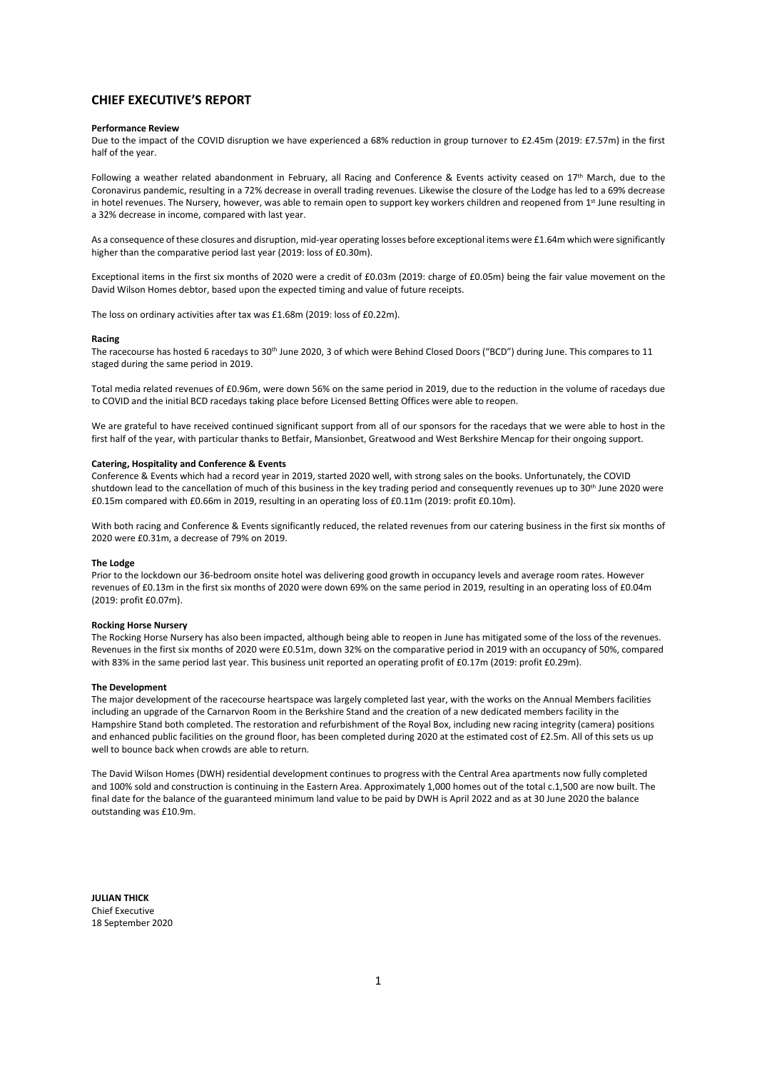## CHIEF EXECUTIVE'S REPORT

**Performance Review**

Due to the impact of the COVID disruption we have experienced a 68% reduction in group turnover to £2.45m (2019: £7.57m) in the first half of the year.

Following a weather related abandonment in February, all Racing and Conference & Events activity ceased on 17th March, due to the Coronavirus pandemic, resulting in a 72% decrease in overall trading revenues. Likewise the closure of the Lodge has led to a 69% decrease in hotel revenues. The Nursery, however, was able to remain open to support key workers children and reopened from 1st June resulting in a 32% decrease in income, compared with last year.

As a consequence of these closures and disruption, mid-year operating losses before exceptional items were £1.64m which were significantly higher than the comparative period last year (2019: loss of £0.30m).

Exceptional items in the first six months of 2020 were a credit of £0.03m (2019: charge of £0.05m) being the fair value movement on the David Wilson Homes debtor, based upon the expected timing and value of future receipts.

The loss on ordinary activities after tax was £1.68m (2019: loss of £0.22m).

**Racing**

The racecourse has hosted 6 racedays to 30th June 2020, 3 of which were Behind Closed Doors ("BCD") during June. This compares to 11 staged during the same period in 2019.

Total media related revenues of £0.96m, were down 56% on the same period in 2019, due to the reduction in the volume of racedays due to COVID and the initial BCD racedays taking place before Licensed Betting Offices were able to reopen.

We are grateful to have received continued significant support from all of our sponsors for the racedays that we were able to host in the first half of the year, with particular thanks to Betfair, Mansionbet, Greatwood and West Berkshire Mencap for their ongoing support.

**Catering, Hospitality and Conference & Events**

Conference & Events which had a record year in 2019, started 2020 well, with strong sales on the books. Unfortunately, the COVID shutdown lead to the cancellation of much of this business in the key trading period and consequently revenues up to 30th June 2020 were £0.15m compared with £0.66m in 2019, resulting in an operating loss of £0.11m (2019: profit £0.10m).

With both racing and Conference & Events significantly reduced, the related revenues from our catering business in the first six months of 2020 were £0.31m, a decrease of 79% on 2019.

**The Lodge**

Prior to the lockdown our 36-bedroom onsite hotel was delivering good growth in occupancy levels and average room rates. However revenues of £0.13m in the first six months of 2020 were down 69% on the same period in 2019, resulting in an operating loss of £0.04m (2019: profit £0.07m).

**Rocking Horse Nursery**

The Rocking Horse Nursery has also been impacted, although being able to reopen in June has mitigated some of the loss of the revenues. Revenues in the first six months of 2020 were £0.51m, down 32% on the comparative period in 2019 with an occupancy of 50%, compared with 83% in the same period last year. This business unit reported an operating profit of £0.17m (2019: profit £0.29m).

**The Development**

The major development of the racecourse heartspace was largely completed last year, with the works on the Annual Members facilities including an upgrade of the Carnarvon Room in the Berkshire Stand and the creation of a new dedicated members facility in the Hampshire Stand both completed. The restoration and refurbishment of the Royal Box, including new racing integrity (camera) positions and enhanced public facilities on the ground floor, has been completed during 2020 at the estimated cost of £2.5m. All of this sets us up well to bounce back when crowds are able to return.

The David Wilson Homes (DWH) residential development continues to progress with the Central Area apartments now fully completed and 100% sold and construction is continuing in the Eastern Area. Approximately 1,000 homes out of the total c.1,500 are now built. The final date for the balance of the guaranteed minimum land value to be paid by DWH is April 2022 and as at 30 June 2020 the balance outstanding was £10.9m.

**JULIAN THICK**
Chief Executive
18 September 2020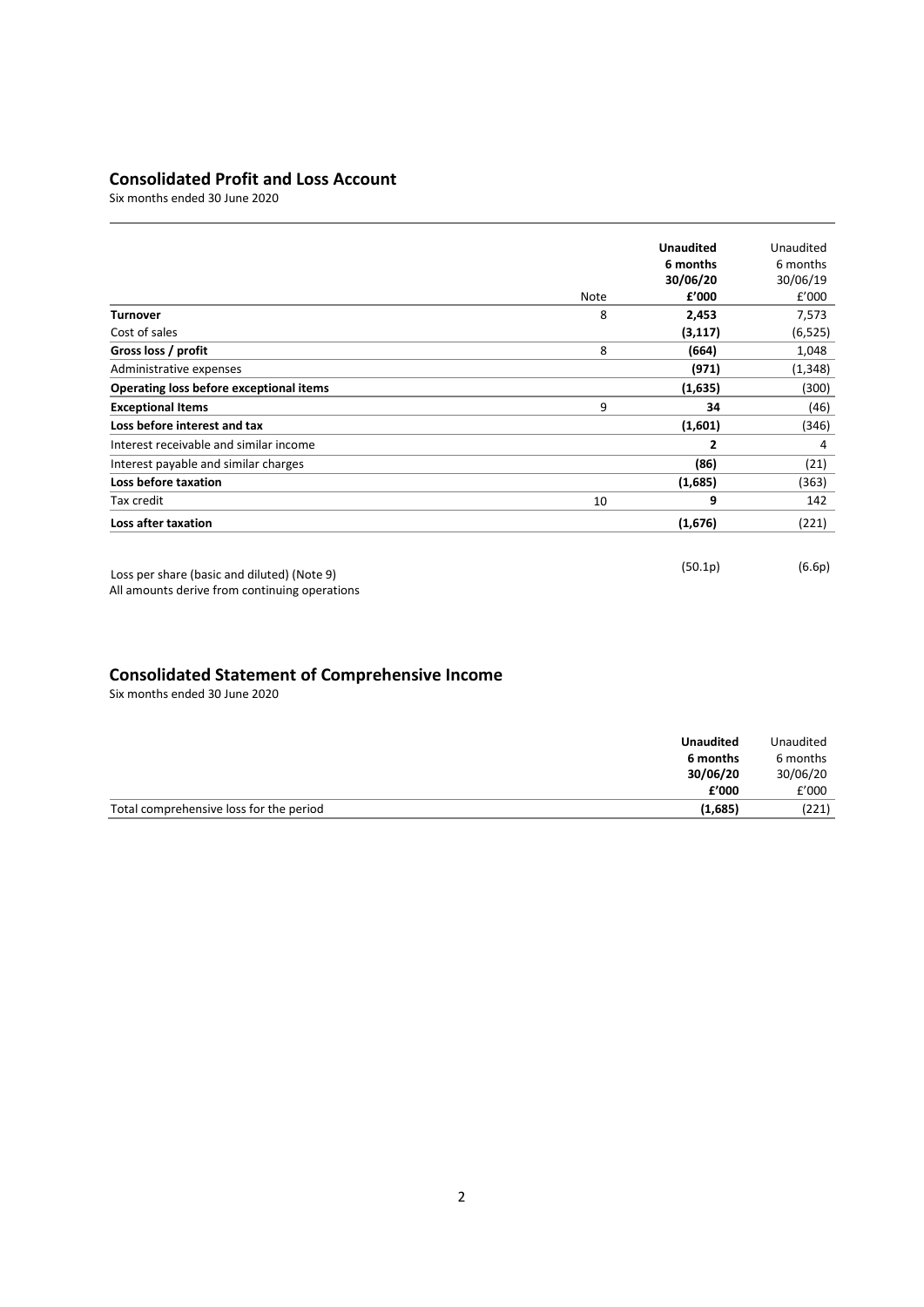## Consolidated Profit and Loss Account

Six months ended 30 June 2020

| | Note | **Unaudited 6 months 30/06/20 £'000** | Unaudited 6 months 30/06/19 £'000 |
|---|---|---|---|
| **Turnover** | 8 | **2,453** | 7,573 |
| Cost of sales | | **(3,117)** | (6,525) |
| **Gross loss / profit** | 8 | **(664)** | 1,048 |
| Administrative expenses | | **(971)** | (1,348) |
| **Operating loss before exceptional items** | | **(1,635)** | (300) |
| **Exceptional Items** | 9 | **34** | (46) |
| **Loss before interest and tax** | | **(1,601)** | (346) |
| Interest receivable and similar income | | **2** | 4 |
| Interest payable and similar charges | | **(86)** | (21) |
| **Loss before taxation** | | **(1,685)** | (363) |
| Tax credit | 10 | **9** | 142 |
| **Loss after taxation** | | **(1,676)** | (221) |
| | | | |
| Loss per share (basic and diluted) (Note 9) | | (50.1p) | (6.6p) |

All amounts derive from continuing operations

## Consolidated Statement of Comprehensive Income

Six months ended 30 June 2020

| | **Unaudited 6 months 30/06/20 £'000** | Unaudited 6 months 30/06/20 £'000 |
|---|---|---|
| Total comprehensive loss for the period | **(1,685)** | (221) |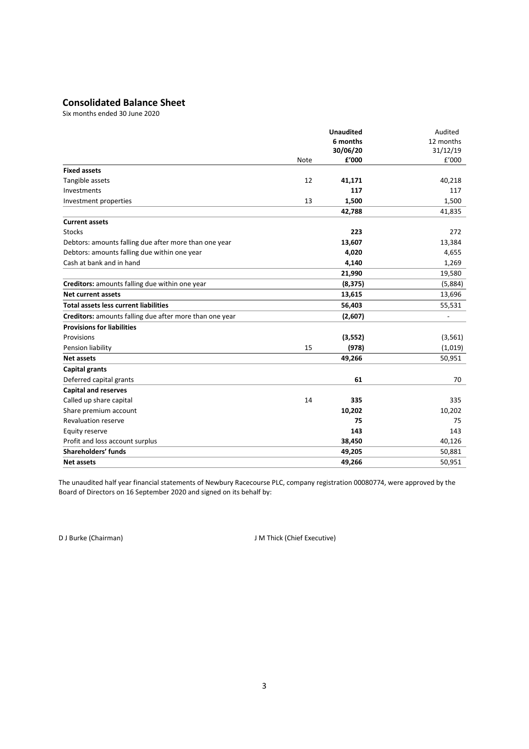## Consolidated Balance Sheet

Six months ended 30 June 2020

| | Note | **Unaudited 6 months 30/06/20 £'000** | Audited 12 months 31/12/19 £'000 |
|---|---|---|---|
| **Fixed assets** | | | |
| Tangible assets | 12 | **41,171** | 40,218 |
| Investments | | **117** | 117 |
| Investment properties | 13 | **1,500** | 1,500 |
| | | **42,788** | 41,835 |
| **Current assets** | | | |
| Stocks | | **223** | 272 |
| Debtors: amounts falling due after more than one year | | **13,607** | 13,384 |
| Debtors: amounts falling due within one year | | **4,020** | 4,655 |
| Cash at bank and in hand | | **4,140** | 1,269 |
| | | **21,990** | 19,580 |
| **Creditors:** amounts falling due within one year | | **(8,375)** | (5,884) |
| **Net current assets** | | **13,615** | 13,696 |
| **Total assets less current liabilities** | | **56,403** | 55,531 |
| **Creditors:** amounts falling due after more than one year | | **(2,607)** | - |
| **Provisions for liabilities** | | | |
| Provisions | | **(3,552)** | (3,561) |
| Pension liability | 15 | **(978)** | (1,019) |
| **Net assets** | | **49,266** | 50,951 |
| **Capital grants** | | | |
| Deferred capital grants | | **61** | 70 |
| **Capital and reserves** | | | |
| Called up share capital | 14 | **335** | 335 |
| Share premium account | | **10,202** | 10,202 |
| Revaluation reserve | | **75** | 75 |
| Equity reserve | | **143** | 143 |
| Profit and loss account surplus | | **38,450** | 40,126 |
| **Shareholders' funds** | | **49,205** | 50,881 |
| **Net assets** | | **49,266** | 50,951 |

The unaudited half year financial statements of Newbury Racecourse PLC, company registration 00080774, were approved by the Board of Directors on 16 September 2020 and signed on its behalf by:

D J Burke (Chairman)

J M Thick (Chief Executive)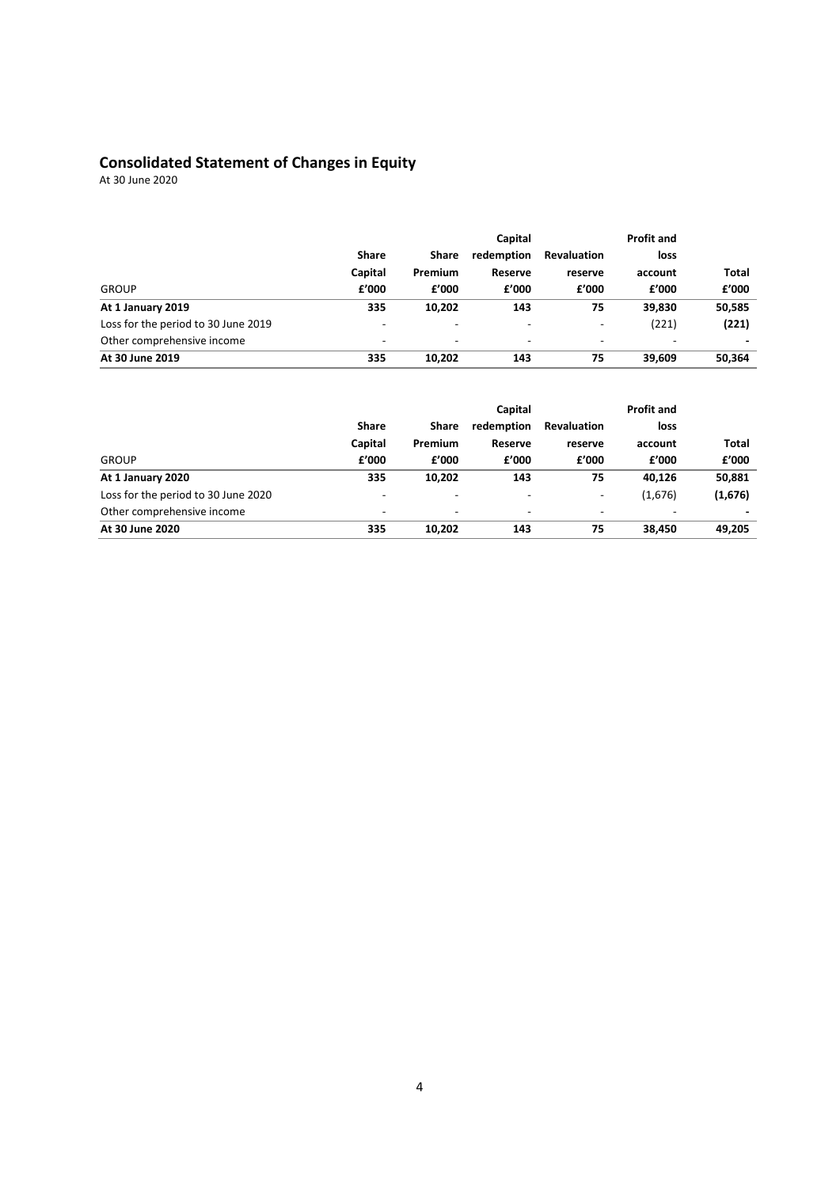## Consolidated Statement of Changes in Equity

At 30 June 2020

| GROUP | Share Capital £'000 | Share Premium £'000 | Capital redemption Reserve £'000 | Revaluation reserve £'000 | Profit and loss account £'000 | Total £'000 |
|---|---|---|---|---|---|---|
| **At 1 January 2019** | **335** | **10,202** | **143** | **75** | **39,830** | **50,585** |
| Loss for the period to 30 June 2019 | - | - | - | - | (221) | **(221)** |
| Other comprehensive income | - | - | - | - | - | **-** |
| **At 30 June 2019** | **335** | **10,202** | **143** | **75** | **39,609** | **50,364** |

| GROUP | Share Capital £'000 | Share Premium £'000 | Capital redemption Reserve £'000 | Revaluation reserve £'000 | Profit and loss account £'000 | Total £'000 |
|---|---|---|---|---|---|---|
| **At 1 January 2020** | **335** | **10,202** | **143** | **75** | **40,126** | **50,881** |
| Loss for the period to 30 June 2020 | - | - | - | - | (1,676) | **(1,676)** |
| Other comprehensive income | - | - | - | - | - | **-** |
| **At 30 June 2020** | **335** | **10,202** | **143** | **75** | **38,450** | **49,205** |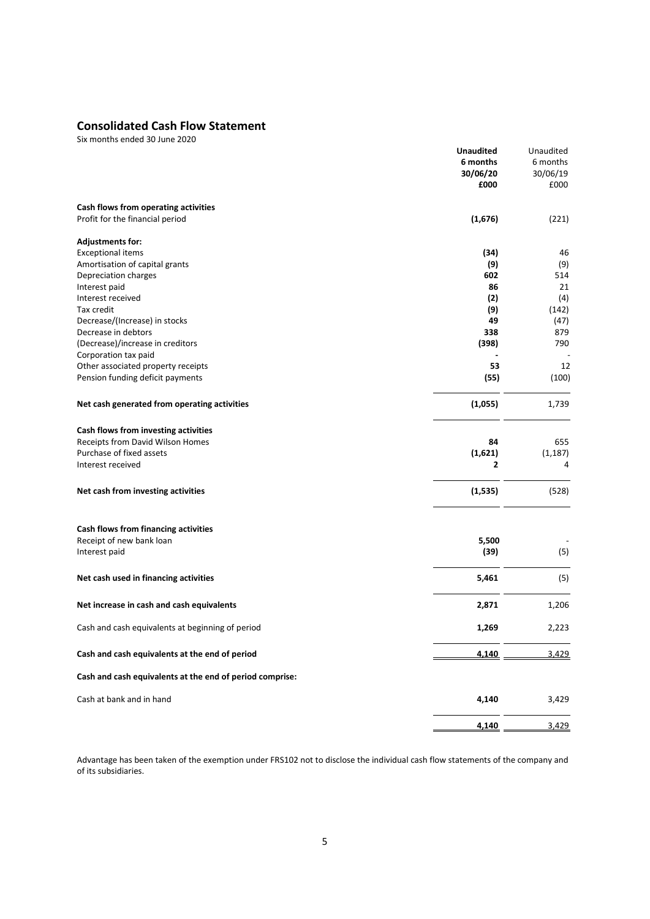## Consolidated Cash Flow Statement

Six months ended 30 June 2020

| | **Unaudited 6 months 30/06/20 £000** | Unaudited 6 months 30/06/19 £000 |
|---|---|---|
| **Cash flows from operating activities** | | |
| Profit for the financial period | **(1,676)** | (221) |
| **Adjustments for:** | | |
| Exceptional items | **(34)** | 46 |
| Amortisation of capital grants | **(9)** | (9) |
| Depreciation charges | **602** | 514 |
| Interest paid | **86** | 21 |
| Interest received | **(2)** | (4) |
| Tax credit | **(9)** | (142) |
| Decrease/(Increase) in stocks | **49** | (47) |
| Decrease in debtors | **338** | 879 |
| (Decrease)/increase in creditors | **(398)** | 790 |
| Corporation tax paid | **-** | - |
| Other associated property receipts | **53** | 12 |
| Pension funding deficit payments | **(55)** | (100) |
| **Net cash generated from operating activities** | **(1,055)** | 1,739 |
| **Cash flows from investing activities** | | |
| Receipts from David Wilson Homes | **84** | 655 |
| Purchase of fixed assets | **(1,621)** | (1,187) |
| Interest received | **2** | 4 |
| **Net cash from investing activities** | **(1,535)** | (528) |
| **Cash flows from financing activities** | | |
| Receipt of new bank loan | **5,500** | - |
| Interest paid | **(39)** | (5) |
| **Net cash used in financing activities** | **5,461** | (5) |
| **Net increase in cash and cash equivalents** | **2,871** | 1,206 |
| Cash and cash equivalents at beginning of period | **1,269** | 2,223 |
| **Cash and cash equivalents at the end of period** | **4,140** | 3,429 |
| **Cash and cash equivalents at the end of period comprise:** | | |
| Cash at bank and in hand | **4,140** | 3,429 |
| | **4,140** | 3,429 |

Advantage has been taken of the exemption under FRS102 not to disclose the individual cash flow statements of the company and of its subsidiaries.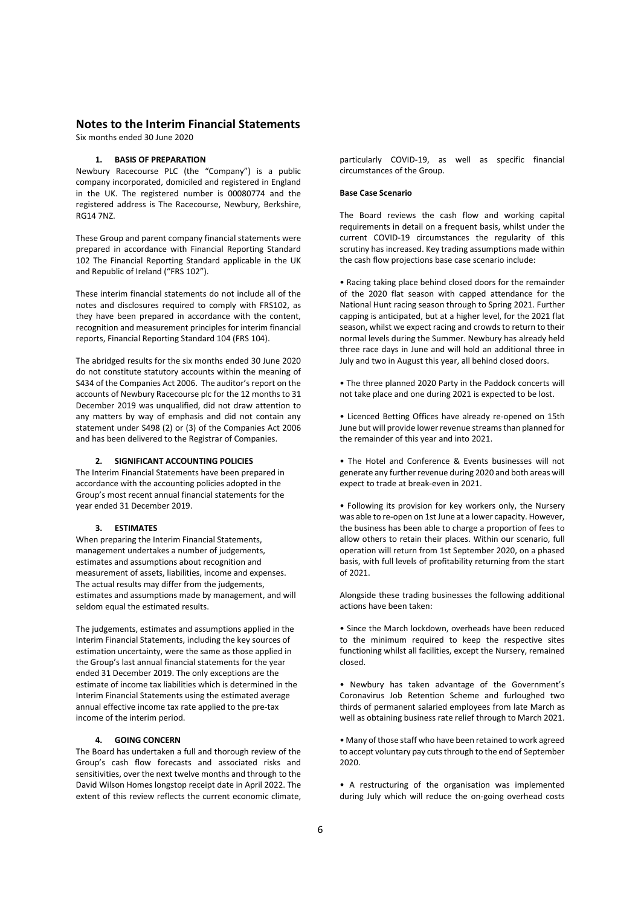# Notes to the Interim Financial Statements

Six months ended 30 June 2020

### 1. BASIS OF PREPARATION

Newbury Racecourse PLC (the "Company") is a public company incorporated, domiciled and registered in England in the UK. The registered number is 00080774 and the registered address is The Racecourse, Newbury, Berkshire, RG14 7NZ.

These Group and parent company financial statements were prepared in accordance with Financial Reporting Standard 102 The Financial Reporting Standard applicable in the UK and Republic of Ireland ("FRS 102").

These interim financial statements do not include all of the notes and disclosures required to comply with FRS102, as they have been prepared in accordance with the content, recognition and measurement principles for interim financial reports, Financial Reporting Standard 104 (FRS 104).

The abridged results for the six months ended 30 June 2020 do not constitute statutory accounts within the meaning of S434 of the Companies Act 2006. The auditor's report on the accounts of Newbury Racecourse plc for the 12 months to 31 December 2019 was unqualified, did not draw attention to any matters by way of emphasis and did not contain any statement under S498 (2) or (3) of the Companies Act 2006 and has been delivered to the Registrar of Companies.

### 2. SIGNIFICANT ACCOUNTING POLICIES

The Interim Financial Statements have been prepared in accordance with the accounting policies adopted in the Group's most recent annual financial statements for the year ended 31 December 2019.

### 3. ESTIMATES

When preparing the Interim Financial Statements, management undertakes a number of judgements, estimates and assumptions about recognition and measurement of assets, liabilities, income and expenses. The actual results may differ from the judgements, estimates and assumptions made by management, and will seldom equal the estimated results.

The judgements, estimates and assumptions applied in the Interim Financial Statements, including the key sources of estimation uncertainty, were the same as those applied in the Group's last annual financial statements for the year ended 31 December 2019. The only exceptions are the estimate of income tax liabilities which is determined in the Interim Financial Statements using the estimated average annual effective income tax rate applied to the pre-tax income of the interim period.

### 4. GOING CONCERN

The Board has undertaken a full and thorough review of the Group's cash flow forecasts and associated risks and sensitivities, over the next twelve months and through to the David Wilson Homes longstop receipt date in April 2022. The extent of this review reflects the current economic climate, particularly COVID-19, as well as specific financial circumstances of the Group.

**Base Case Scenario**

The Board reviews the cash flow and working capital requirements in detail on a frequent basis, whilst under the current COVID-19 circumstances the regularity of this scrutiny has increased. Key trading assumptions made within the cash flow projections base case scenario include:

- Racing taking place behind closed doors for the remainder of the 2020 flat season with capped attendance for the National Hunt racing season through to Spring 2021. Further capping is anticipated, but at a higher level, for the 2021 flat season, whilst we expect racing and crowds to return to their normal levels during the Summer. Newbury has already held three race days in June and will hold an additional three in July and two in August this year, all behind closed doors.

- The three planned 2020 Party in the Paddock concerts will not take place and one during 2021 is expected to be lost.

- Licenced Betting Offices have already re-opened on 15th June but will provide lower revenue streams than planned for the remainder of this year and into 2021.

- The Hotel and Conference & Events businesses will not generate any further revenue during 2020 and both areas will expect to trade at break-even in 2021.

- Following its provision for key workers only, the Nursery was able to re-open on 1st June at a lower capacity. However, the business has been able to charge a proportion of fees to allow others to retain their places. Within our scenario, full operation will return from 1st September 2020, on a phased basis, with full levels of profitability returning from the start of 2021.

Alongside these trading businesses the following additional actions have been taken:

- Since the March lockdown, overheads have been reduced to the minimum required to keep the respective sites functioning whilst all facilities, except the Nursery, remained closed.

- Newbury has taken advantage of the Government's Coronavirus Job Retention Scheme and furloughed two thirds of permanent salaried employees from late March as well as obtaining business rate relief through to March 2021.

- Many of those staff who have been retained to work agreed to accept voluntary pay cuts through to the end of September 2020.

- A restructuring of the organisation was implemented during July which will reduce the on-going overhead costs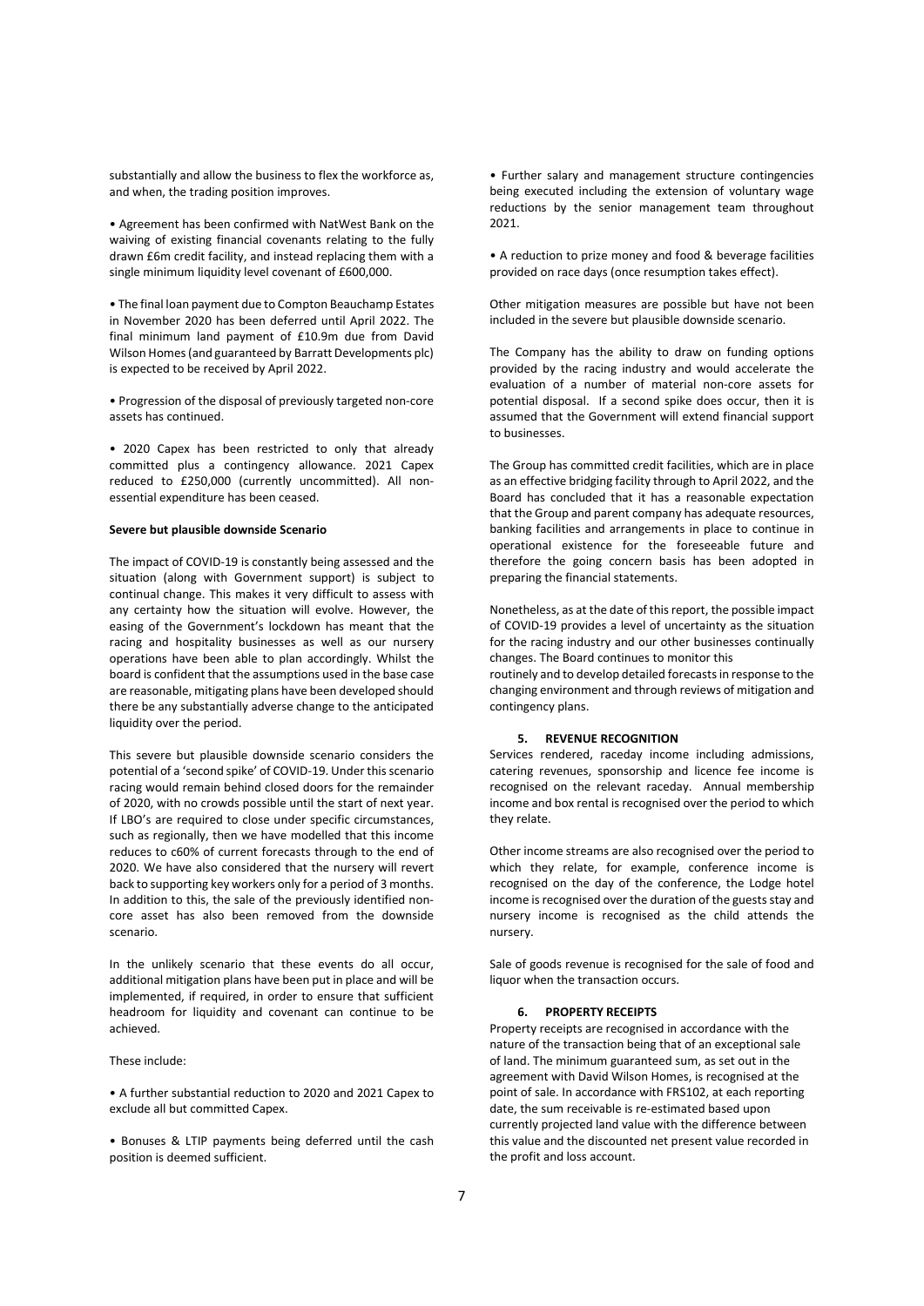substantially and allow the business to flex the workforce as, and when, the trading position improves.

- Agreement has been confirmed with NatWest Bank on the waiving of existing financial covenants relating to the fully drawn £6m credit facility, and instead replacing them with a single minimum liquidity level covenant of £600,000.

- The final loan payment due to Compton Beauchamp Estates in November 2020 has been deferred until April 2022. The final minimum land payment of £10.9m due from David Wilson Homes (and guaranteed by Barratt Developments plc) is expected to be received by April 2022.

- Progression of the disposal of previously targeted non-core assets has continued.

- 2020 Capex has been restricted to only that already committed plus a contingency allowance. 2021 Capex reduced to £250,000 (currently uncommitted). All non-essential expenditure has been ceased.

**Severe but plausible downside Scenario**

The impact of COVID-19 is constantly being assessed and the situation (along with Government support) is subject to continual change. This makes it very difficult to assess with any certainty how the situation will evolve. However, the easing of the Government's lockdown has meant that the racing and hospitality businesses as well as our nursery operations have been able to plan accordingly. Whilst the board is confident that the assumptions used in the base case are reasonable, mitigating plans have been developed should there be any substantially adverse change to the anticipated liquidity over the period.

This severe but plausible downside scenario considers the potential of a 'second spike' of COVID-19. Under this scenario racing would remain behind closed doors for the remainder of 2020, with no crowds possible until the start of next year. If LBO's are required to close under specific circumstances, such as regionally, then we have modelled that this income reduces to c60% of current forecasts through to the end of 2020. We have also considered that the nursery will revert back to supporting key workers only for a period of 3 months. In addition to this, the sale of the previously identified non-core asset has also been removed from the downside scenario.

In the unlikely scenario that these events do all occur, additional mitigation plans have been put in place and will be implemented, if required, in order to ensure that sufficient headroom for liquidity and covenant can continue to be achieved.

These include:

- A further substantial reduction to 2020 and 2021 Capex to exclude all but committed Capex.

- Bonuses & LTIP payments being deferred until the cash position is deemed sufficient.

- Further salary and management structure contingencies being executed including the extension of voluntary wage reductions by the senior management team throughout 2021.

- A reduction to prize money and food & beverage facilities provided on race days (once resumption takes effect).

Other mitigation measures are possible but have not been included in the severe but plausible downside scenario.

The Company has the ability to draw on funding options provided by the racing industry and would accelerate the evaluation of a number of material non-core assets for potential disposal. If a second spike does occur, then it is assumed that the Government will extend financial support to businesses.

The Group has committed credit facilities, which are in place as an effective bridging facility through to April 2022, and the Board has concluded that it has a reasonable expectation that the Group and parent company has adequate resources, banking facilities and arrangements in place to continue in operational existence for the foreseeable future and therefore the going concern basis has been adopted in preparing the financial statements.

Nonetheless, as at the date of this report, the possible impact of COVID-19 provides a level of uncertainty as the situation for the racing industry and our other businesses continually changes. The Board continues to monitor this routinely and to develop detailed forecasts in response to the changing environment and through reviews of mitigation and contingency plans.

## 5. REVENUE RECOGNITION

Services rendered, raceday income including admissions, catering revenues, sponsorship and licence fee income is recognised on the relevant raceday. Annual membership income and box rental is recognised over the period to which they relate.

Other income streams are also recognised over the period to which they relate, for example, conference income is recognised on the day of the conference, the Lodge hotel income is recognised over the duration of the guests stay and nursery income is recognised as the child attends the nursery.

Sale of goods revenue is recognised for the sale of food and liquor when the transaction occurs.

## 6. PROPERTY RECEIPTS

Property receipts are recognised in accordance with the nature of the transaction being that of an exceptional sale of land. The minimum guaranteed sum, as set out in the agreement with David Wilson Homes, is recognised at the point of sale. In accordance with FRS102, at each reporting date, the sum receivable is re-estimated based upon currently projected land value with the difference between this value and the discounted net present value recorded in the profit and loss account.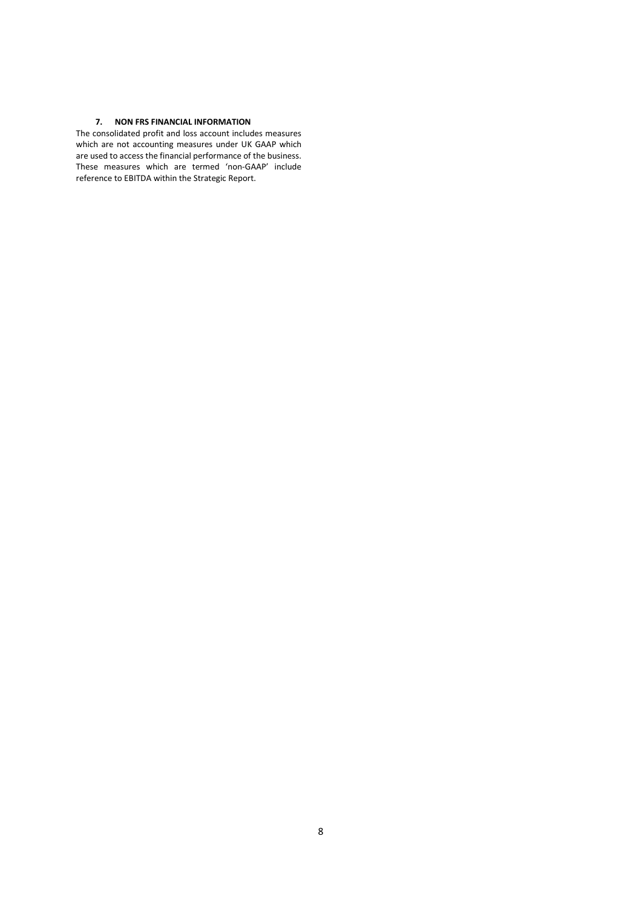## 7. NON FRS FINANCIAL INFORMATION

The consolidated profit and loss account includes measures which are not accounting measures under UK GAAP which are used to access the financial performance of the business. These measures which are termed 'non-GAAP' include reference to EBITDA within the Strategic Report.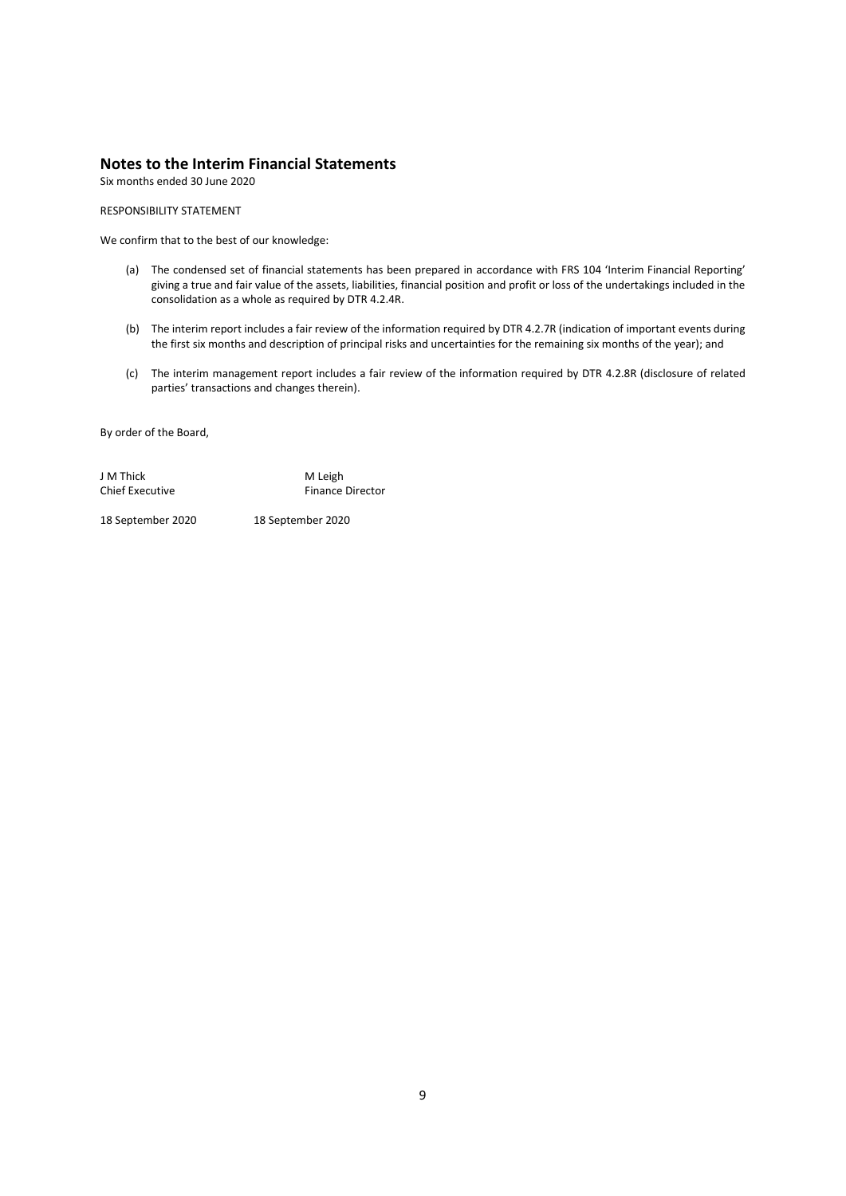# Notes to the Interim Financial Statements

Six months ended 30 June 2020

RESPONSIBILITY STATEMENT

We confirm that to the best of our knowledge:

(a) The condensed set of financial statements has been prepared in accordance with FRS 104 'Interim Financial Reporting' giving a true and fair value of the assets, liabilities, financial position and profit or loss of the undertakings included in the consolidation as a whole as required by DTR 4.2.4R.

(b) The interim report includes a fair review of the information required by DTR 4.2.7R (indication of important events during the first six months and description of principal risks and uncertainties for the remaining six months of the year); and

(c) The interim management report includes a fair review of the information required by DTR 4.2.8R (disclosure of related parties' transactions and changes therein).

By order of the Board,

| | |
|---|---|
| J M Thick | M Leigh |
| Chief Executive | Finance Director |
| 18 September 2020 | 18 September 2020 |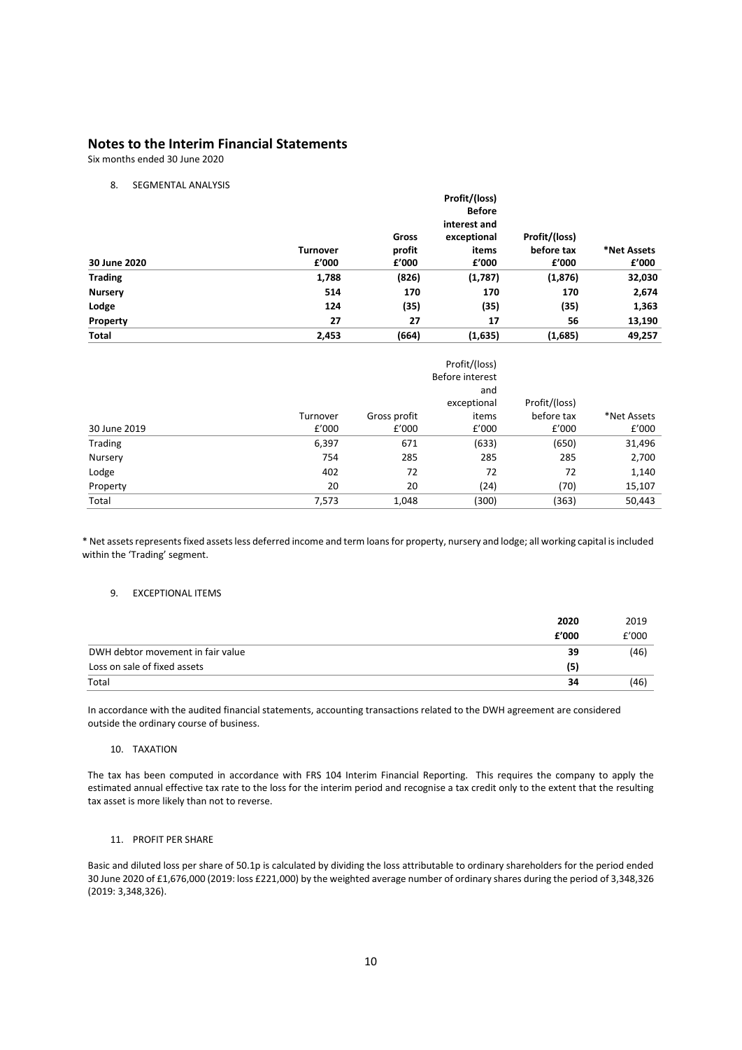## Notes to the Interim Financial Statements

Six months ended 30 June 2020

8. SEGMENTAL ANALYSIS

| 30 June 2020 | Turnover £'000 | Gross profit £'000 | Profit/(loss) Before interest and exceptional items £'000 | Profit/(loss) before tax £'000 | *Net Assets £'000 |
|---|---|---|---|---|---|
| **Trading** | **1,788** | **(826)** | **(1,787)** | **(1,876)** | **32,030** |
| **Nursery** | **514** | **170** | **170** | **170** | **2,674** |
| **Lodge** | **124** | **(35)** | **(35)** | **(35)** | **1,363** |
| **Property** | **27** | **27** | **17** | **56** | **13,190** |
| **Total** | **2,453** | **(664)** | **(1,635)** | **(1,685)** | **49,257** |

| 30 June 2019 | Turnover £'000 | Gross profit £'000 | Profit/(loss) Before interest and exceptional items £'000 | Profit/(loss) before tax £'000 | *Net Assets £'000 |
|---|---|---|---|---|---|
| Trading | 6,397 | 671 | (633) | (650) | 31,496 |
| Nursery | 754 | 285 | 285 | 285 | 2,700 |
| Lodge | 402 | 72 | 72 | 72 | 1,140 |
| Property | 20 | 20 | (24) | (70) | 15,107 |
| Total | 7,573 | 1,048 | (300) | (363) | 50,443 |

* Net assets represents fixed assets less deferred income and term loans for property, nursery and lodge; all working capital is included within the 'Trading' segment.

9. EXCEPTIONAL ITEMS

| | 2020 £'000 | 2019 £'000 |
|---|---|---|
| DWH debtor movement in fair value | **39** | (46) |
| Loss on sale of fixed assets | **(5)** | |
| Total | **34** | (46) |

In accordance with the audited financial statements, accounting transactions related to the DWH agreement are considered outside the ordinary course of business.

10. TAXATION

The tax has been computed in accordance with FRS 104 Interim Financial Reporting. This requires the company to apply the estimated annual effective tax rate to the loss for the interim period and recognise a tax credit only to the extent that the resulting tax asset is more likely than not to reverse.

11. PROFIT PER SHARE

Basic and diluted loss per share of 50.1p is calculated by dividing the loss attributable to ordinary shareholders for the period ended 30 June 2020 of £1,676,000 (2019: loss £221,000) by the weighted average number of ordinary shares during the period of 3,348,326 (2019: 3,348,326).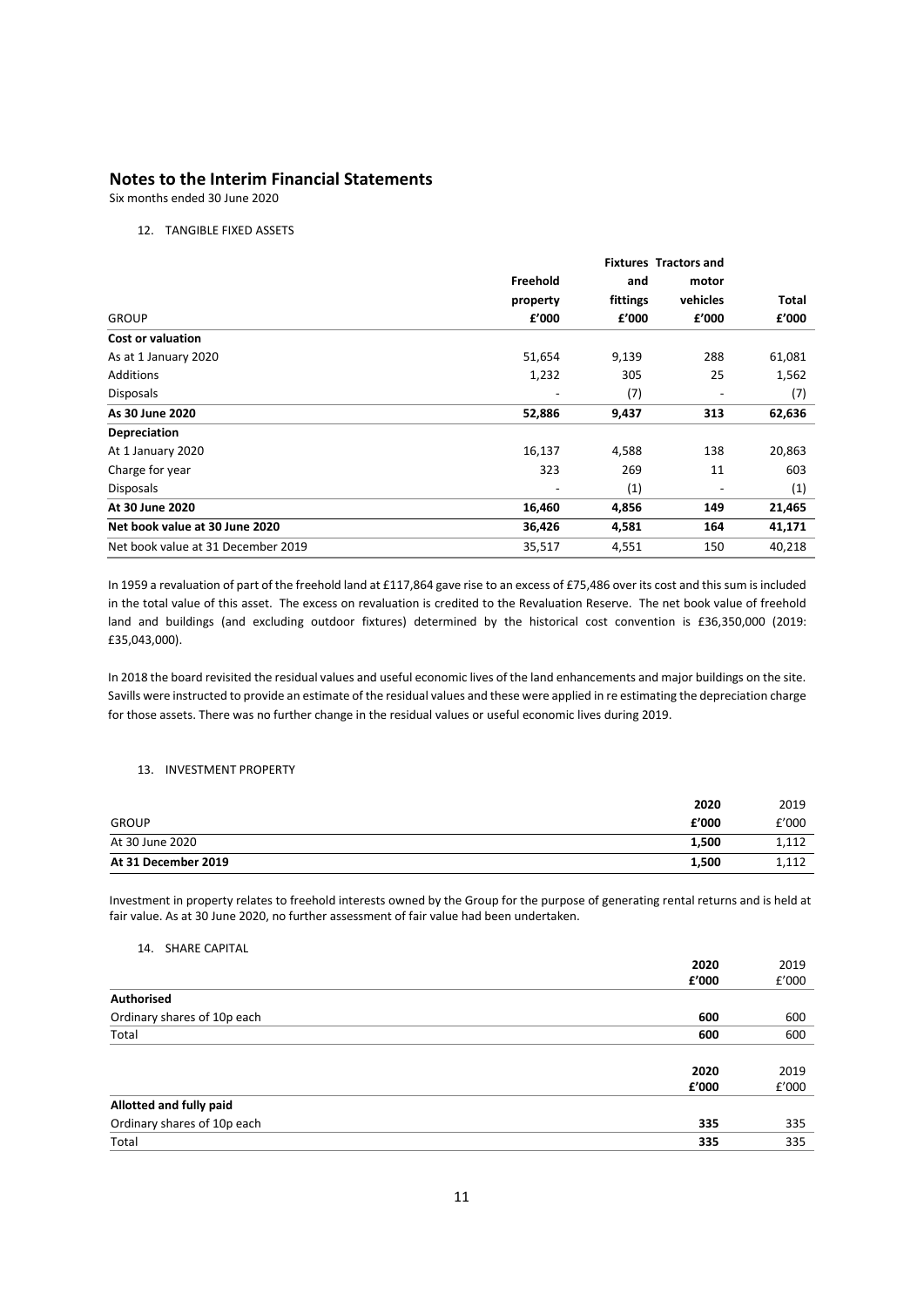# Notes to the Interim Financial Statements

Six months ended 30 June 2020

12. TANGIBLE FIXED ASSETS

| GROUP | Freehold property £'000 | Fixtures and fittings £'000 | Tractors and motor vehicles £'000 | Total £'000 |
|---|---|---|---|---|
| **Cost or valuation** | | | | |
| As at 1 January 2020 | 51,654 | 9,139 | 288 | 61,081 |
| Additions | 1,232 | 305 | 25 | 1,562 |
| Disposals | - | (7) | - | (7) |
| **As 30 June 2020** | **52,886** | **9,437** | **313** | **62,636** |
| **Depreciation** | | | | |
| At 1 January 2020 | 16,137 | 4,588 | 138 | 20,863 |
| Charge for year | 323 | 269 | 11 | 603 |
| Disposals | - | (1) | - | (1) |
| **At 30 June 2020** | **16,460** | **4,856** | **149** | **21,465** |
| **Net book value at 30 June 2020** | **36,426** | **4,581** | **164** | **41,171** |
| Net book value at 31 December 2019 | 35,517 | 4,551 | 150 | 40,218 |

In 1959 a revaluation of part of the freehold land at £117,864 gave rise to an excess of £75,486 over its cost and this sum is included in the total value of this asset. The excess on revaluation is credited to the Revaluation Reserve. The net book value of freehold land and buildings (and excluding outdoor fixtures) determined by the historical cost convention is £36,350,000 (2019: £35,043,000).

In 2018 the board revisited the residual values and useful economic lives of the land enhancements and major buildings on the site. Savills were instructed to provide an estimate of the residual values and these were applied in re estimating the depreciation charge for those assets. There was no further change in the residual values or useful economic lives during 2019.

13. INVESTMENT PROPERTY

| GROUP | **2020** **£'000** | 2019 £'000 |
|---|---|---|
| At 30 June 2020 | **1,500** | 1,112 |
| **At 31 December 2019** | **1,500** | 1,112 |

Investment in property relates to freehold interests owned by the Group for the purpose of generating rental returns and is held at fair value. As at 30 June 2020, no further assessment of fair value had been undertaken.

14. SHARE CAPITAL

| | **2020** **£'000** | 2019 £'000 |
|---|---|---|
| **Authorised** | | |
| Ordinary shares of 10p each | **600** | 600 |
| Total | **600** | 600 |

| | **2020** **£'000** | 2019 £'000 |
|---|---|---|
| **Allotted and fully paid** | | |
| Ordinary shares of 10p each | **335** | 335 |
| Total | **335** | 335 |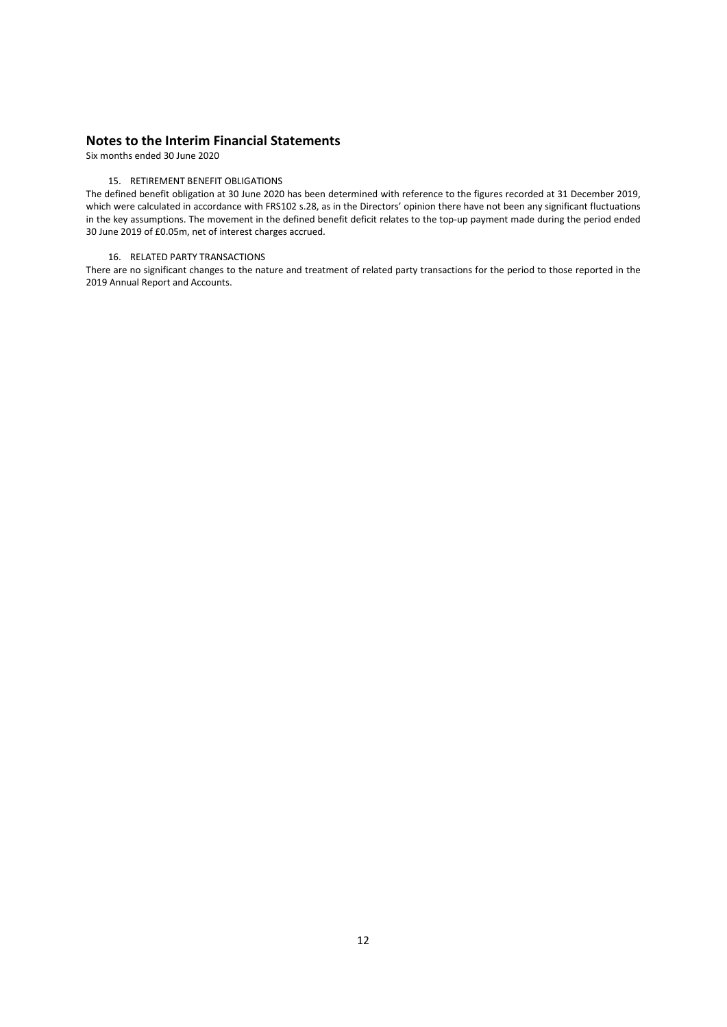## Notes to the Interim Financial Statements

Six months ended 30 June 2020

### 15. RETIREMENT BENEFIT OBLIGATIONS

The defined benefit obligation at 30 June 2020 has been determined with reference to the figures recorded at 31 December 2019, which were calculated in accordance with FRS102 s.28, as in the Directors' opinion there have not been any significant fluctuations in the key assumptions. The movement in the defined benefit deficit relates to the top-up payment made during the period ended 30 June 2019 of £0.05m, net of interest charges accrued.

### 16. RELATED PARTY TRANSACTIONS

There are no significant changes to the nature and treatment of related party transactions for the period to those reported in the 2019 Annual Report and Accounts.